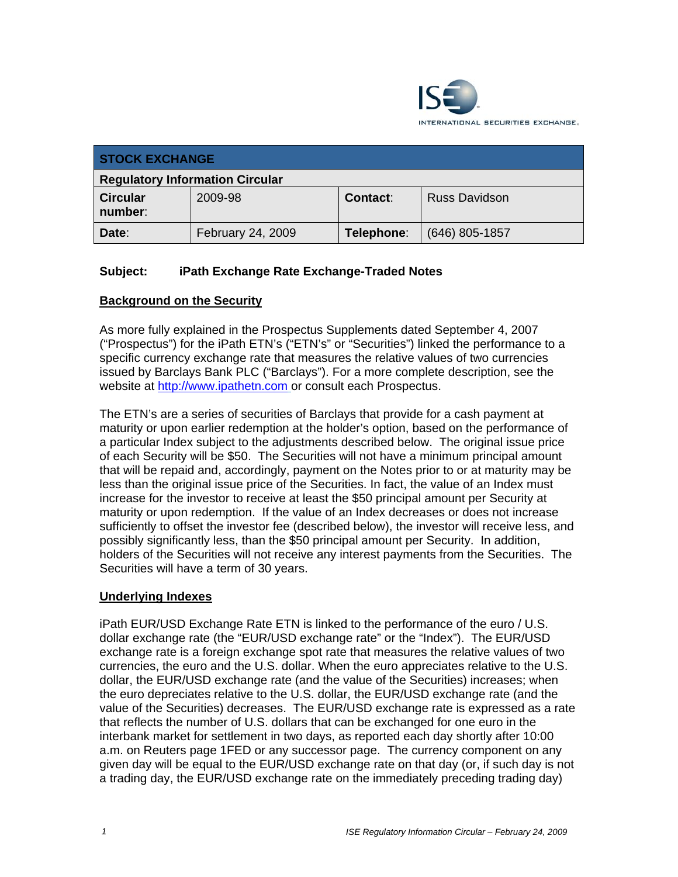ISE
INTERNATIONAL SECURITIES EXCHANGE.

| STOCK EXCHANGE | | | |
|---|---|---|---|
| **Regulatory Information Circular** | | | |
| **Circular number:** | 2009-98 | **Contact:** | Russ Davidson |
| **Date:** | February 24, 2009 | **Telephone:** | (646) 805-1857 |

**Subject: iPath Exchange Rate Exchange-Traded Notes**

## Background on the Security

As more fully explained in the Prospectus Supplements dated September 4, 2007 ("Prospectus") for the iPath ETN's ("ETN's" or "Securities") linked the performance to a specific currency exchange rate that measures the relative values of two currencies issued by Barclays Bank PLC ("Barclays"). For a more complete description, see the website at http://www.ipathetn.com or consult each Prospectus.

The ETN's are a series of securities of Barclays that provide for a cash payment at maturity or upon earlier redemption at the holder's option, based on the performance of a particular Index subject to the adjustments described below. The original issue price of each Security will be $50. The Securities will not have a minimum principal amount that will be repaid and, accordingly, payment on the Notes prior to or at maturity may be less than the original issue price of the Securities. In fact, the value of an Index must increase for the investor to receive at least the $50 principal amount per Security at maturity or upon redemption. If the value of an Index decreases or does not increase sufficiently to offset the investor fee (described below), the investor will receive less, and possibly significantly less, than the $50 principal amount per Security. In addition, holders of the Securities will not receive any interest payments from the Securities. The Securities will have a term of 30 years.

## Underlying Indexes

iPath EUR/USD Exchange Rate ETN is linked to the performance of the euro / U.S. dollar exchange rate (the "EUR/USD exchange rate" or the "Index"). The EUR/USD exchange rate is a foreign exchange spot rate that measures the relative values of two currencies, the euro and the U.S. dollar. When the euro appreciates relative to the U.S. dollar, the EUR/USD exchange rate (and the value of the Securities) increases; when the euro depreciates relative to the U.S. dollar, the EUR/USD exchange rate (and the value of the Securities) decreases. The EUR/USD exchange rate is expressed as a rate that reflects the number of U.S. dollars that can be exchanged for one euro in the interbank market for settlement in two days, as reported each day shortly after 10:00 a.m. on Reuters page 1FED or any successor page. The currency component on any given day will be equal to the EUR/USD exchange rate on that day (or, if such day is not a trading day, the EUR/USD exchange rate on the immediately preceding trading day)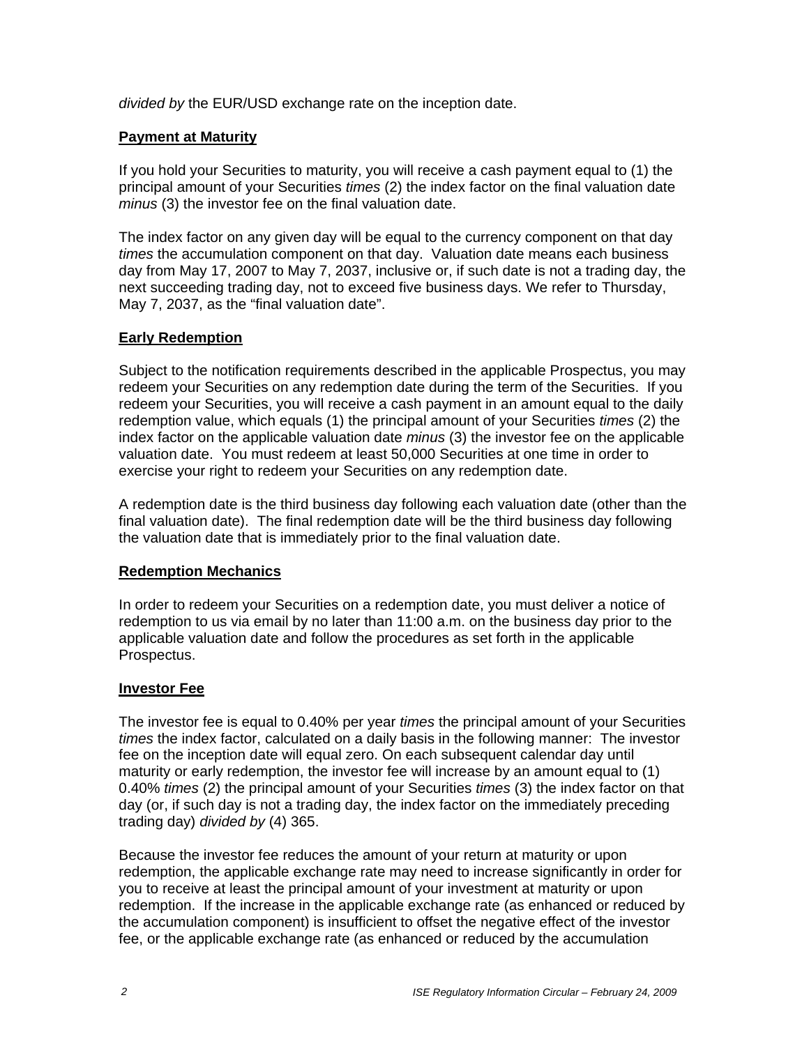*divided by* the EUR/USD exchange rate on the inception date.

## Payment at Maturity

If you hold your Securities to maturity, you will receive a cash payment equal to (1) the principal amount of your Securities *times* (2) the index factor on the final valuation date *minus* (3) the investor fee on the final valuation date.

The index factor on any given day will be equal to the currency component on that day *times* the accumulation component on that day. Valuation date means each business day from May 17, 2007 to May 7, 2037, inclusive or, if such date is not a trading day, the next succeeding trading day, not to exceed five business days. We refer to Thursday, May 7, 2037, as the "final valuation date".

## Early Redemption

Subject to the notification requirements described in the applicable Prospectus, you may redeem your Securities on any redemption date during the term of the Securities. If you redeem your Securities, you will receive a cash payment in an amount equal to the daily redemption value, which equals (1) the principal amount of your Securities *times* (2) the index factor on the applicable valuation date *minus* (3) the investor fee on the applicable valuation date. You must redeem at least 50,000 Securities at one time in order to exercise your right to redeem your Securities on any redemption date.

A redemption date is the third business day following each valuation date (other than the final valuation date). The final redemption date will be the third business day following the valuation date that is immediately prior to the final valuation date.

## Redemption Mechanics

In order to redeem your Securities on a redemption date, you must deliver a notice of redemption to us via email by no later than 11:00 a.m. on the business day prior to the applicable valuation date and follow the procedures as set forth in the applicable Prospectus.

## Investor Fee

The investor fee is equal to 0.40% per year *times* the principal amount of your Securities *times* the index factor, calculated on a daily basis in the following manner: The investor fee on the inception date will equal zero. On each subsequent calendar day until maturity or early redemption, the investor fee will increase by an amount equal to (1) 0.40% *times* (2) the principal amount of your Securities *times* (3) the index factor on that day (or, if such day is not a trading day, the index factor on the immediately preceding trading day) *divided by* (4) 365.

Because the investor fee reduces the amount of your return at maturity or upon redemption, the applicable exchange rate may need to increase significantly in order for you to receive at least the principal amount of your investment at maturity or upon redemption. If the increase in the applicable exchange rate (as enhanced or reduced by the accumulation component) is insufficient to offset the negative effect of the investor fee, or the applicable exchange rate (as enhanced or reduced by the accumulation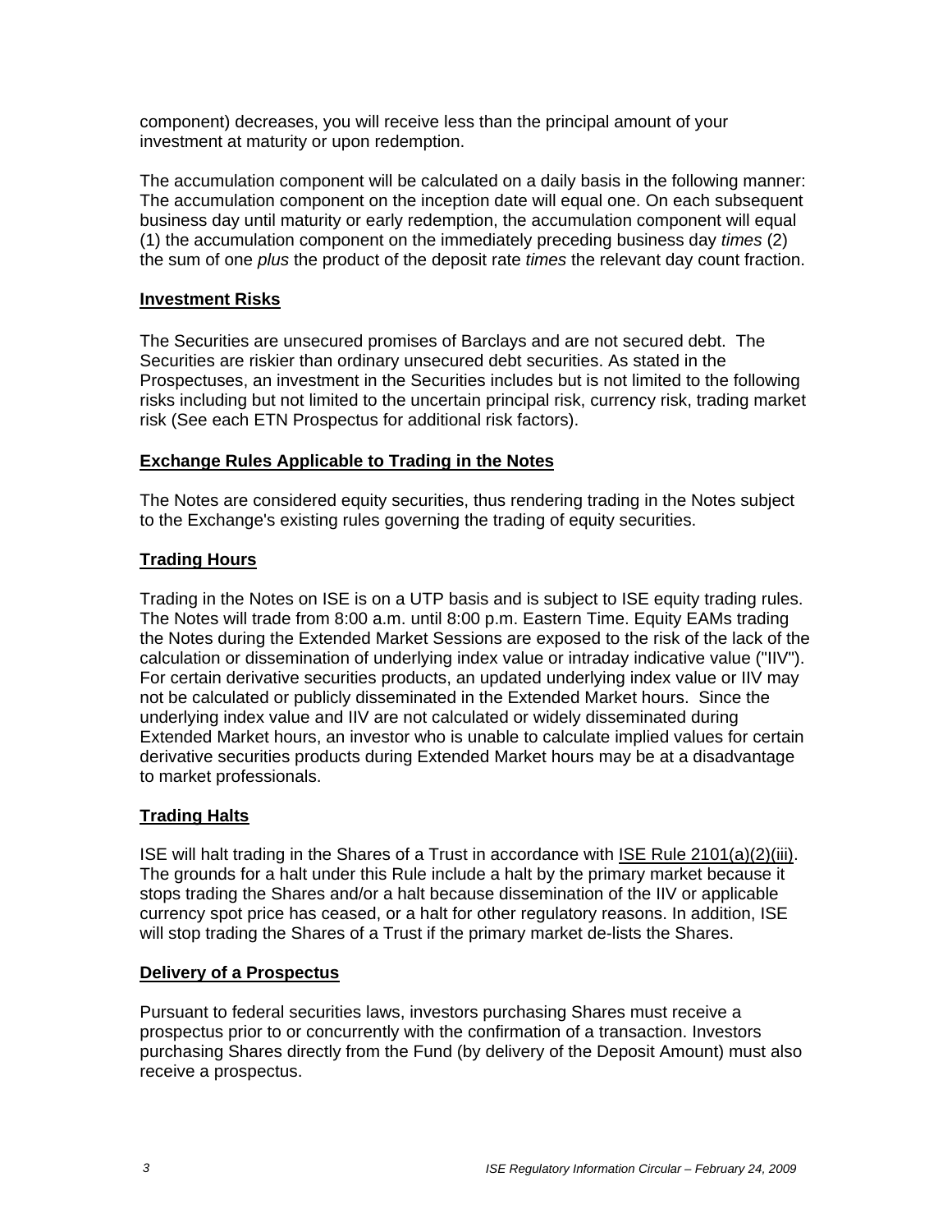component) decreases, you will receive less than the principal amount of your investment at maturity or upon redemption.

The accumulation component will be calculated on a daily basis in the following manner: The accumulation component on the inception date will equal one. On each subsequent business day until maturity or early redemption, the accumulation component will equal (1) the accumulation component on the immediately preceding business day *times* (2) the sum of one *plus* the product of the deposit rate *times* the relevant day count fraction.

## Investment Risks

The Securities are unsecured promises of Barclays and are not secured debt. The Securities are riskier than ordinary unsecured debt securities. As stated in the Prospectuses, an investment in the Securities includes but is not limited to the following risks including but not limited to the uncertain principal risk, currency risk, trading market risk (See each ETN Prospectus for additional risk factors).

## Exchange Rules Applicable to Trading in the Notes

The Notes are considered equity securities, thus rendering trading in the Notes subject to the Exchange's existing rules governing the trading of equity securities.

## Trading Hours

Trading in the Notes on ISE is on a UTP basis and is subject to ISE equity trading rules. The Notes will trade from 8:00 a.m. until 8:00 p.m. Eastern Time. Equity EAMs trading the Notes during the Extended Market Sessions are exposed to the risk of the lack of the calculation or dissemination of underlying index value or intraday indicative value ("IIV"). For certain derivative securities products, an updated underlying index value or IIV may not be calculated or publicly disseminated in the Extended Market hours. Since the underlying index value and IIV are not calculated or widely disseminated during Extended Market hours, an investor who is unable to calculate implied values for certain derivative securities products during Extended Market hours may be at a disadvantage to market professionals.

## Trading Halts

ISE will halt trading in the Shares of a Trust in accordance with ISE Rule 2101(a)(2)(iii). The grounds for a halt under this Rule include a halt by the primary market because it stops trading the Shares and/or a halt because dissemination of the IIV or applicable currency spot price has ceased, or a halt for other regulatory reasons. In addition, ISE will stop trading the Shares of a Trust if the primary market de-lists the Shares.

## Delivery of a Prospectus

Pursuant to federal securities laws, investors purchasing Shares must receive a prospectus prior to or concurrently with the confirmation of a transaction. Investors purchasing Shares directly from the Fund (by delivery of the Deposit Amount) must also receive a prospectus.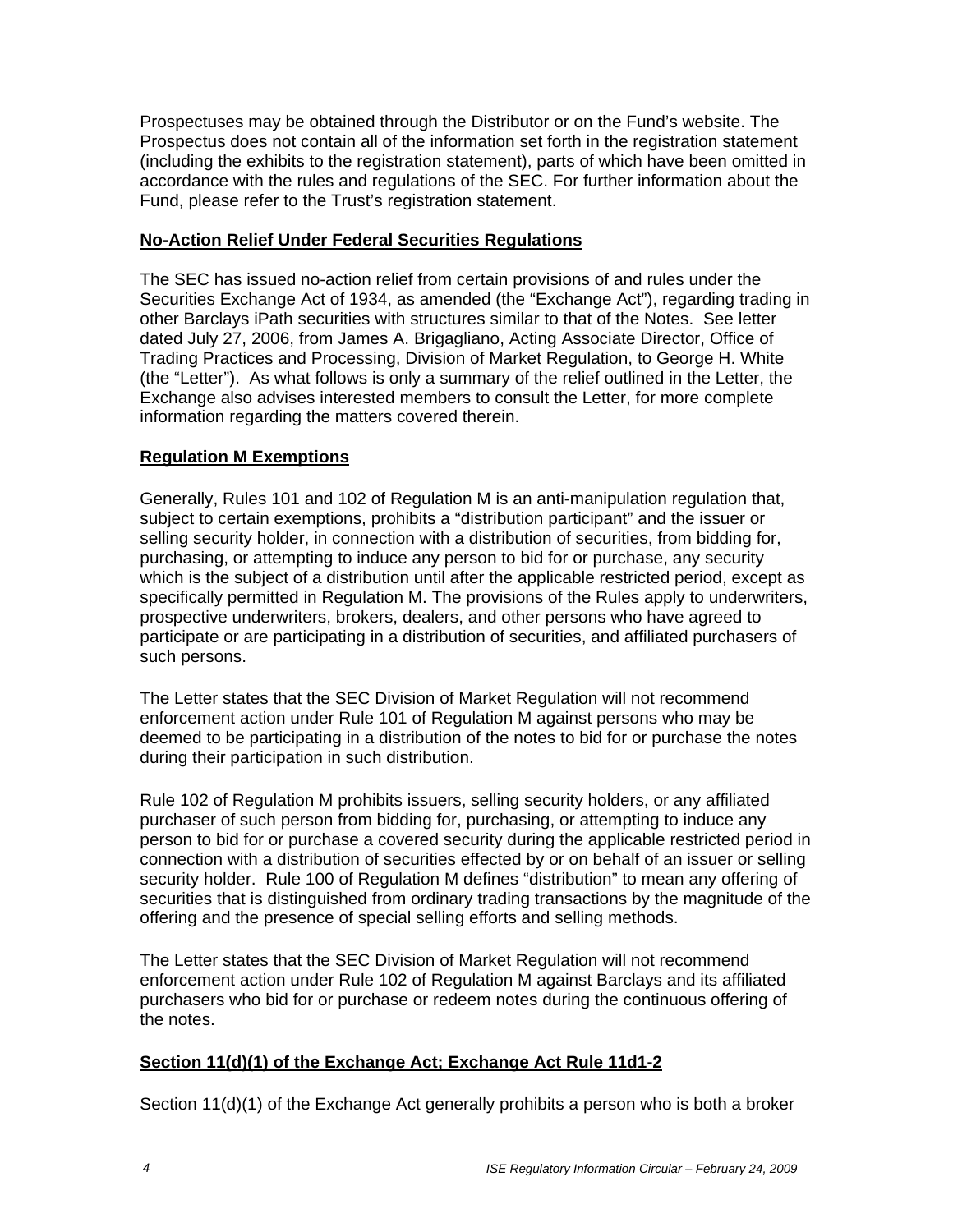Prospectuses may be obtained through the Distributor or on the Fund's website. The Prospectus does not contain all of the information set forth in the registration statement (including the exhibits to the registration statement), parts of which have been omitted in accordance with the rules and regulations of the SEC. For further information about the Fund, please refer to the Trust's registration statement.

**No-Action Relief Under Federal Securities Regulations**

The SEC has issued no-action relief from certain provisions of and rules under the Securities Exchange Act of 1934, as amended (the "Exchange Act"), regarding trading in other Barclays iPath securities with structures similar to that of the Notes. See letter dated July 27, 2006, from James A. Brigagliano, Acting Associate Director, Office of Trading Practices and Processing, Division of Market Regulation, to George H. White (the "Letter"). As what follows is only a summary of the relief outlined in the Letter, the Exchange also advises interested members to consult the Letter, for more complete information regarding the matters covered therein.

**Regulation M Exemptions**

Generally, Rules 101 and 102 of Regulation M is an anti-manipulation regulation that, subject to certain exemptions, prohibits a "distribution participant" and the issuer or selling security holder, in connection with a distribution of securities, from bidding for, purchasing, or attempting to induce any person to bid for or purchase, any security which is the subject of a distribution until after the applicable restricted period, except as specifically permitted in Regulation M. The provisions of the Rules apply to underwriters, prospective underwriters, brokers, dealers, and other persons who have agreed to participate or are participating in a distribution of securities, and affiliated purchasers of such persons.

The Letter states that the SEC Division of Market Regulation will not recommend enforcement action under Rule 101 of Regulation M against persons who may be deemed to be participating in a distribution of the notes to bid for or purchase the notes during their participation in such distribution.

Rule 102 of Regulation M prohibits issuers, selling security holders, or any affiliated purchaser of such person from bidding for, purchasing, or attempting to induce any person to bid for or purchase a covered security during the applicable restricted period in connection with a distribution of securities effected by or on behalf of an issuer or selling security holder. Rule 100 of Regulation M defines "distribution" to mean any offering of securities that is distinguished from ordinary trading transactions by the magnitude of the offering and the presence of special selling efforts and selling methods.

The Letter states that the SEC Division of Market Regulation will not recommend enforcement action under Rule 102 of Regulation M against Barclays and its affiliated purchasers who bid for or purchase or redeem notes during the continuous offering of the notes.

**Section 11(d)(1) of the Exchange Act; Exchange Act Rule 11d1-2**

Section 11(d)(1) of the Exchange Act generally prohibits a person who is both a broker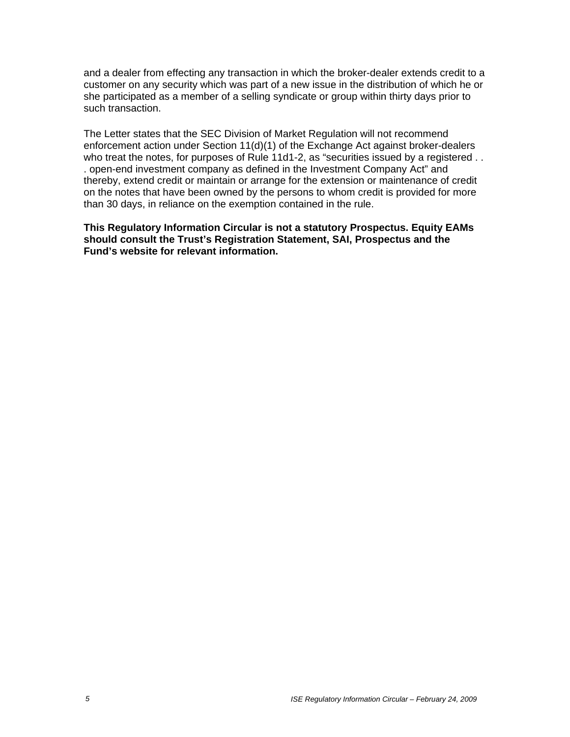and a dealer from effecting any transaction in which the broker-dealer extends credit to a customer on any security which was part of a new issue in the distribution of which he or she participated as a member of a selling syndicate or group within thirty days prior to such transaction.

The Letter states that the SEC Division of Market Regulation will not recommend enforcement action under Section 11(d)(1) of the Exchange Act against broker-dealers who treat the notes, for purposes of Rule 11d1-2, as "securities issued by a registered . . . open-end investment company as defined in the Investment Company Act" and thereby, extend credit or maintain or arrange for the extension or maintenance of credit on the notes that have been owned by the persons to whom credit is provided for more than 30 days, in reliance on the exemption contained in the rule.

**This Regulatory Information Circular is not a statutory Prospectus. Equity EAMs should consult the Trust's Registration Statement, SAI, Prospectus and the Fund's website for relevant information.**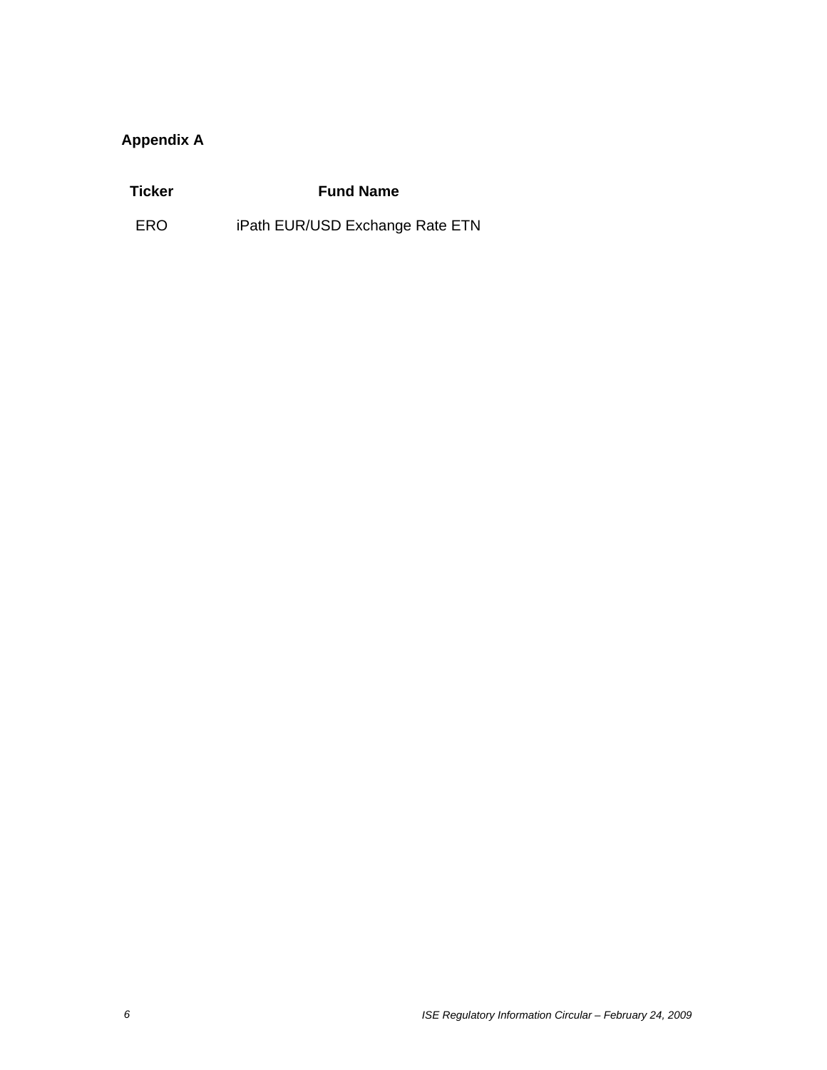**Appendix A**

| Ticker | Fund Name |
| --- | --- |
| ERO | iPath EUR/USD Exchange Rate ETN |